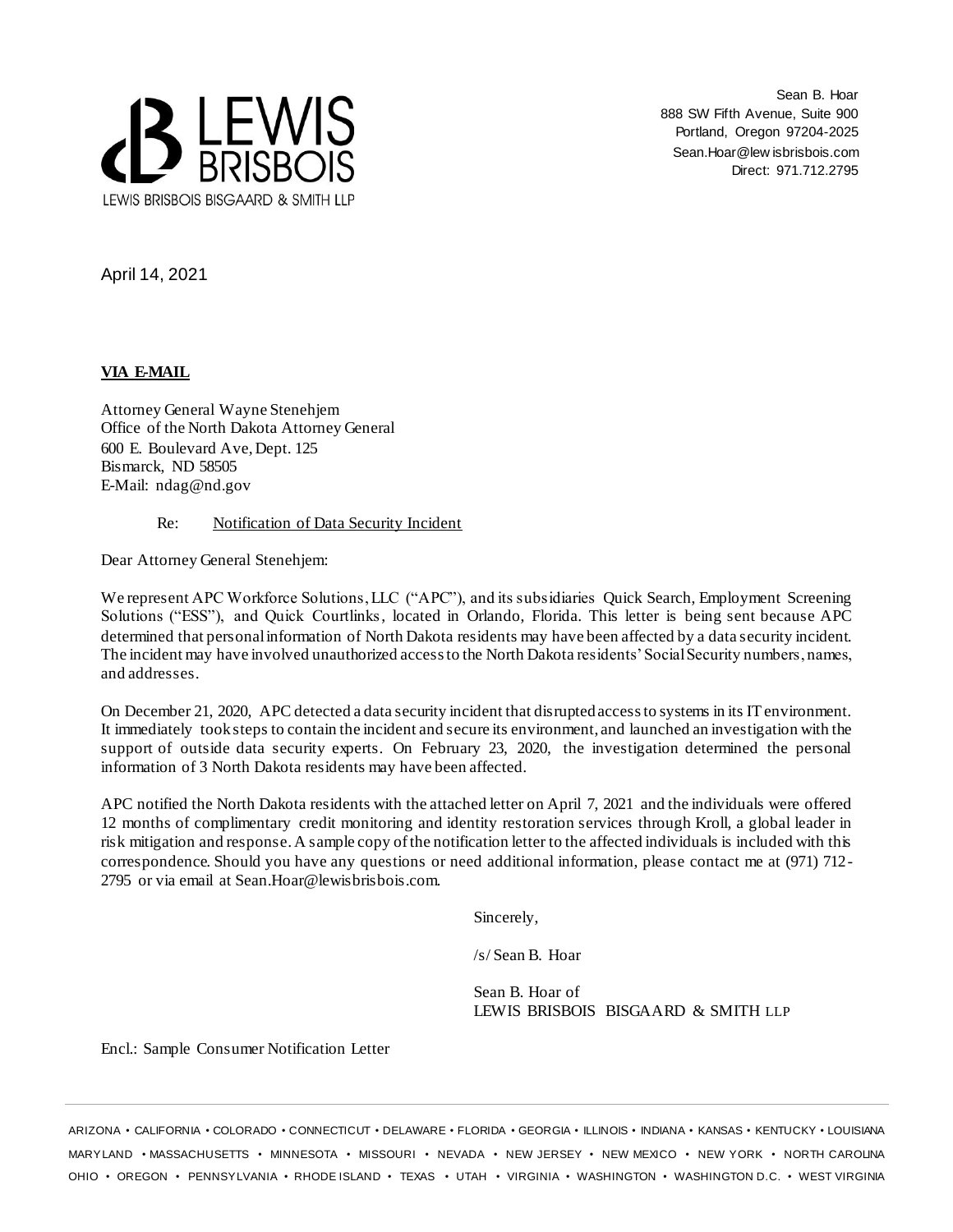LEWIS BRISBOIS

LEWIS BRISBOIS BISGAARD & SMITH LLP

Sean B. Hoar
888 SW Fifth Avenue, Suite 900
Portland, Oregon 97204-2025
Sean.Hoar@lewisbrisbois.com
Direct: 971.712.2795

April 14, 2021

**VIA E-MAIL**

Attorney General Wayne Stenehjem
Office of the North Dakota Attorney General
600 E. Boulevard Ave, Dept. 125
Bismarck, ND 58505
E-Mail: ndag@nd.gov

Re: Notification of Data Security Incident

Dear Attorney General Stenehjem:

We represent APC Workforce Solutions, LLC ("APC"), and its subsidiaries Quick Search, Employment Screening Solutions ("ESS"), and Quick Courtlinks, located in Orlando, Florida. This letter is being sent because APC determined that personal information of North Dakota residents may have been affected by a data security incident. The incident may have involved unauthorized access to the North Dakota residents' Social Security numbers, names, and addresses.

On December 21, 2020, APC detected a data security incident that disrupted access to systems in its IT environment. It immediately took steps to contain the incident and secure its environment, and launched an investigation with the support of outside data security experts. On February 23, 2020, the investigation determined the personal information of 3 North Dakota residents may have been affected.

APC notified the North Dakota residents with the attached letter on April 7, 2021 and the individuals were offered 12 months of complimentary credit monitoring and identity restoration services through Kroll, a global leader in risk mitigation and response. A sample copy of the notification letter to the affected individuals is included with this correspondence. Should you have any questions or need additional information, please contact me at (971) 712-2795 or via email at Sean.Hoar@lewisbrisbois.com.

Sincerely,

/s/ Sean B. Hoar

Sean B. Hoar of
LEWIS BRISBOIS BISGAARD & SMITH LLP

Encl.: Sample Consumer Notification Letter

ARIZONA • CALIFORNIA • COLORADO • CONNECTICUT • DELAWARE • FLORIDA • GEORGIA • ILLINOIS • INDIANA • KANSAS • KENTUCKY • LOUISIANA
MARYLAND • MASSACHUSETTS • MINNESOTA • MISSOURI • NEVADA • NEW JERSEY • NEW MEXICO • NEW YORK • NORTH CAROLINA
OHIO • OREGON • PENNSYLVANIA • RHODE ISLAND • TEXAS • UTAH • VIRGINIA • WASHINGTON • WASHINGTON D.C. • WEST VIRGINIA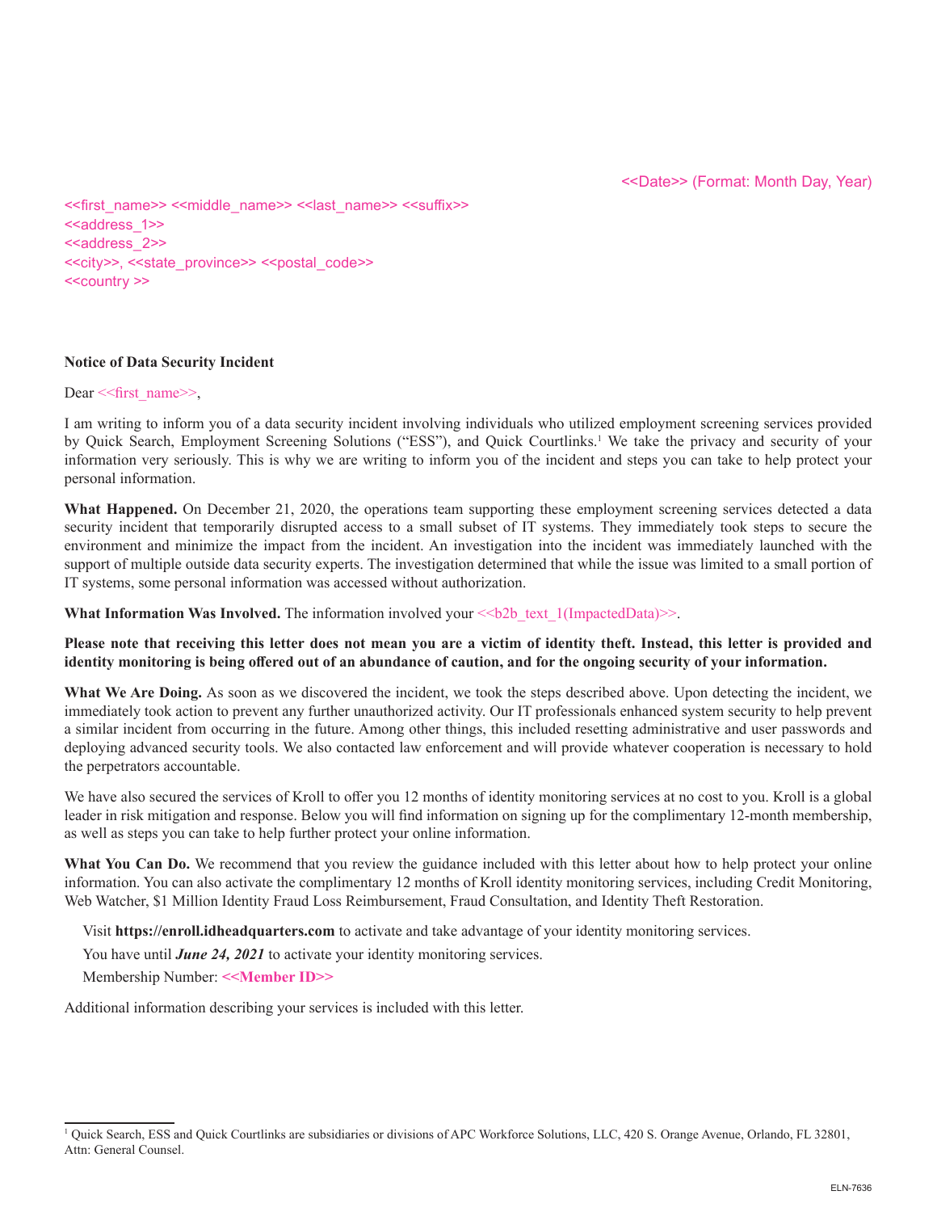<<Date>> (Format: Month Day, Year)

<<first_name>> <<middle_name>> <<last_name>> <<suffix>>
<<address_1>>
<<address_2>>
<<city>>, <<state_province>> <<postal_code>>
<<country >>

**Notice of Data Security Incident**

Dear <<first_name>>,

I am writing to inform you of a data security incident involving individuals who utilized employment screening services provided by Quick Search, Employment Screening Solutions ("ESS"), and Quick Courtlinks.[1] We take the privacy and security of your information very seriously. This is why we are writing to inform you of the incident and steps you can take to help protect your personal information.

**What Happened.** On December 21, 2020, the operations team supporting these employment screening services detected a data security incident that temporarily disrupted access to a small subset of IT systems. They immediately took steps to secure the environment and minimize the impact from the incident. An investigation into the incident was immediately launched with the support of multiple outside data security experts. The investigation determined that while the issue was limited to a small portion of IT systems, some personal information was accessed without authorization.

**What Information Was Involved.** The information involved your <<b2b_text_1(ImpactedData)>>.

**Please note that receiving this letter does not mean you are a victim of identity theft. Instead, this letter is provided and identity monitoring is being offered out of an abundance of caution, and for the ongoing security of your information.**

**What We Are Doing.** As soon as we discovered the incident, we took the steps described above. Upon detecting the incident, we immediately took action to prevent any further unauthorized activity. Our IT professionals enhanced system security to help prevent a similar incident from occurring in the future. Among other things, this included resetting administrative and user passwords and deploying advanced security tools. We also contacted law enforcement and will provide whatever cooperation is necessary to hold the perpetrators accountable.

We have also secured the services of Kroll to offer you 12 months of identity monitoring services at no cost to you. Kroll is a global leader in risk mitigation and response. Below you will find information on signing up for the complimentary 12-month membership, as well as steps you can take to help further protect your online information.

**What You Can Do.** We recommend that you review the guidance included with this letter about how to help protect your online information. You can also activate the complimentary 12 months of Kroll identity monitoring services, including Credit Monitoring, Web Watcher, $1 Million Identity Fraud Loss Reimbursement, Fraud Consultation, and Identity Theft Restoration.

Visit **https://enroll.idheadquarters.com** to activate and take advantage of your identity monitoring services.

You have until ***June 24, 2021*** to activate your identity monitoring services.

Membership Number: **<<Member ID>>**

Additional information describing your services is included with this letter.

---

[1] Quick Search, ESS and Quick Courtlinks are subsidiaries or divisions of APC Workforce Solutions, LLC, 420 S. Orange Avenue, Orlando, FL 32801, Attn: General Counsel.

ELN-7636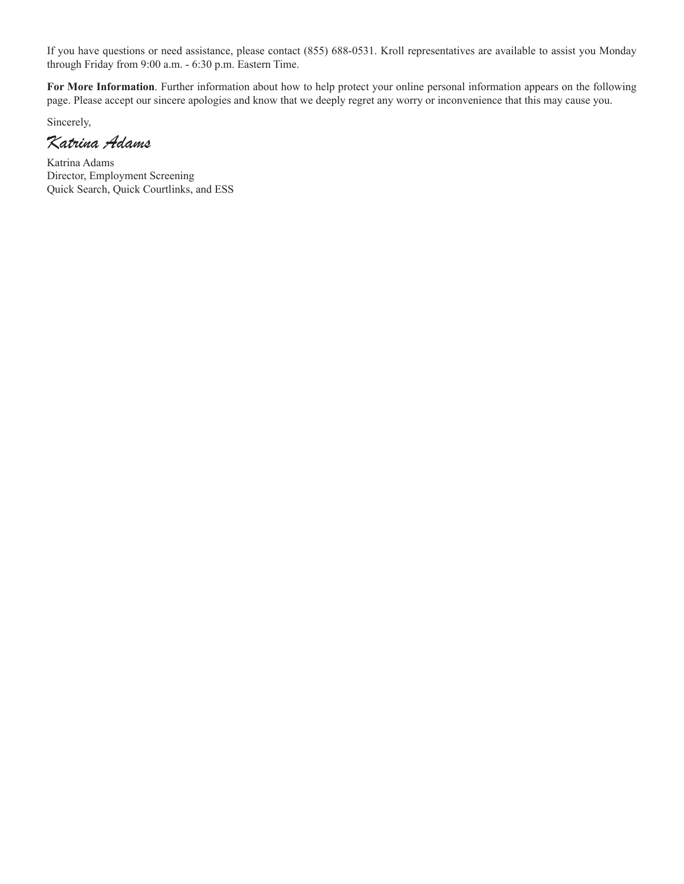If you have questions or need assistance, please contact (855) 688-0531. Kroll representatives are available to assist you Monday through Friday from 9:00 a.m. - 6:30 p.m. Eastern Time.

**For More Information**. Further information about how to help protect your online personal information appears on the following page. Please accept our sincere apologies and know that we deeply regret any worry or inconvenience that this may cause you.

Sincerely,

*Katrina Adams*

Katrina Adams
Director, Employment Screening
Quick Search, Quick Courtlinks, and ESS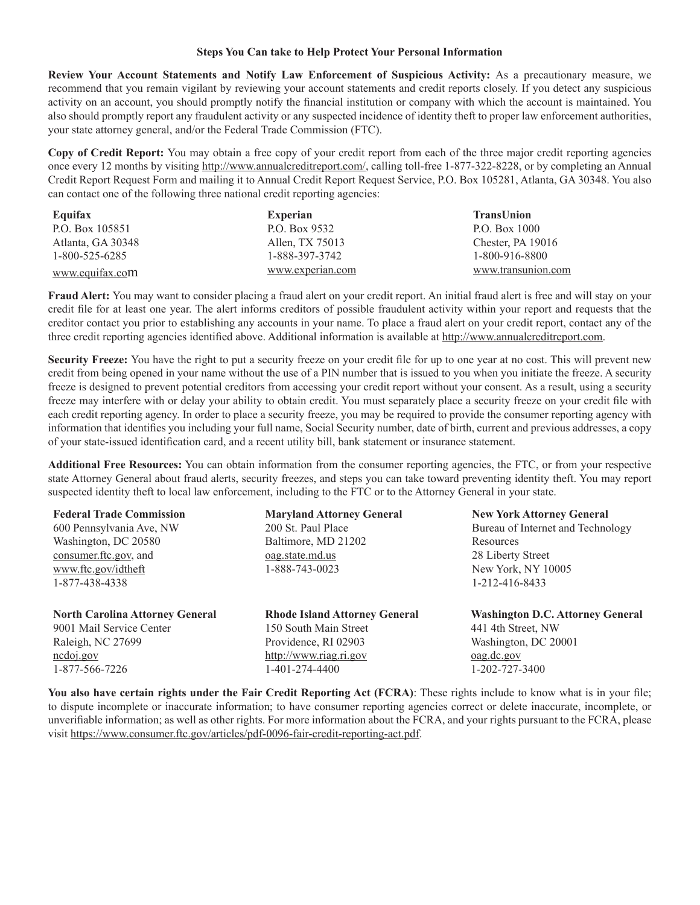**Steps You Can take to Help Protect Your Personal Information**

**Review Your Account Statements and Notify Law Enforcement of Suspicious Activity:** As a precautionary measure, we recommend that you remain vigilant by reviewing your account statements and credit reports closely. If you detect any suspicious activity on an account, you should promptly notify the financial institution or company with which the account is maintained. You also should promptly report any fraudulent activity or any suspected incidence of identity theft to proper law enforcement authorities, your state attorney general, and/or the Federal Trade Commission (FTC).

**Copy of Credit Report:** You may obtain a free copy of your credit report from each of the three major credit reporting agencies once every 12 months by visiting http://www.annualcreditreport.com/, calling toll-free 1-877-322-8228, or by completing an Annual Credit Report Request Form and mailing it to Annual Credit Report Request Service, P.O. Box 105281, Atlanta, GA 30348. You also can contact one of the following three national credit reporting agencies:

| **Equifax** | **Experian** | **TransUnion** |
|---|---|---|
| P.O. Box 105851 | P.O. Box 9532 | P.O. Box 1000 |
| Atlanta, GA 30348 | Allen, TX 75013 | Chester, PA 19016 |
| 1-800-525-6285 | 1-888-397-3742 | 1-800-916-8800 |
| www.equifax.com | www.experian.com | www.transunion.com |

**Fraud Alert:** You may want to consider placing a fraud alert on your credit report. An initial fraud alert is free and will stay on your credit file for at least one year. The alert informs creditors of possible fraudulent activity within your report and requests that the creditor contact you prior to establishing any accounts in your name. To place a fraud alert on your credit report, contact any of the three credit reporting agencies identified above. Additional information is available at http://www.annualcreditreport.com.

**Security Freeze:** You have the right to put a security freeze on your credit file for up to one year at no cost. This will prevent new credit from being opened in your name without the use of a PIN number that is issued to you when you initiate the freeze. A security freeze is designed to prevent potential creditors from accessing your credit report without your consent. As a result, using a security freeze may interfere with or delay your ability to obtain credit. You must separately place a security freeze on your credit file with each credit reporting agency. In order to place a security freeze, you may be required to provide the consumer reporting agency with information that identifies you including your full name, Social Security number, date of birth, current and previous addresses, a copy of your state-issued identification card, and a recent utility bill, bank statement or insurance statement.

**Additional Free Resources:** You can obtain information from the consumer reporting agencies, the FTC, or from your respective state Attorney General about fraud alerts, security freezes, and steps you can take toward preventing identity theft. You may report suspected identity theft to local law enforcement, including to the FTC or to the Attorney General in your state.

| **Federal Trade Commission** | **Maryland Attorney General** | **New York Attorney General** |
|---|---|---|
| 600 Pennsylvania Ave, NW | 200 St. Paul Place | Bureau of Internet and Technology Resources |
| Washington, DC 20580 | Baltimore, MD 21202 | 28 Liberty Street |
| consumer.ftc.gov, and www.ftc.gov/idtheft | oag.state.md.us | New York, NY 10005 |
| 1-877-438-4338 | 1-888-743-0023 | 1-212-416-8433 |

| **North Carolina Attorney General** | **Rhode Island Attorney General** | **Washington D.C. Attorney General** |
|---|---|---|
| 9001 Mail Service Center | 150 South Main Street | 441 4th Street, NW |
| Raleigh, NC 27699 | Providence, RI 02903 | Washington, DC 20001 |
| ncdoj.gov | http://www.riag.ri.gov | oag.dc.gov |
| 1-877-566-7226 | 1-401-274-4400 | 1-202-727-3400 |

**You also have certain rights under the Fair Credit Reporting Act (FCRA)**: These rights include to know what is in your file; to dispute incomplete or inaccurate information; to have consumer reporting agencies correct or delete inaccurate, incomplete, or unverifiable information; as well as other rights. For more information about the FCRA, and your rights pursuant to the FCRA, please visit https://www.consumer.ftc.gov/articles/pdf-0096-fair-credit-reporting-act.pdf.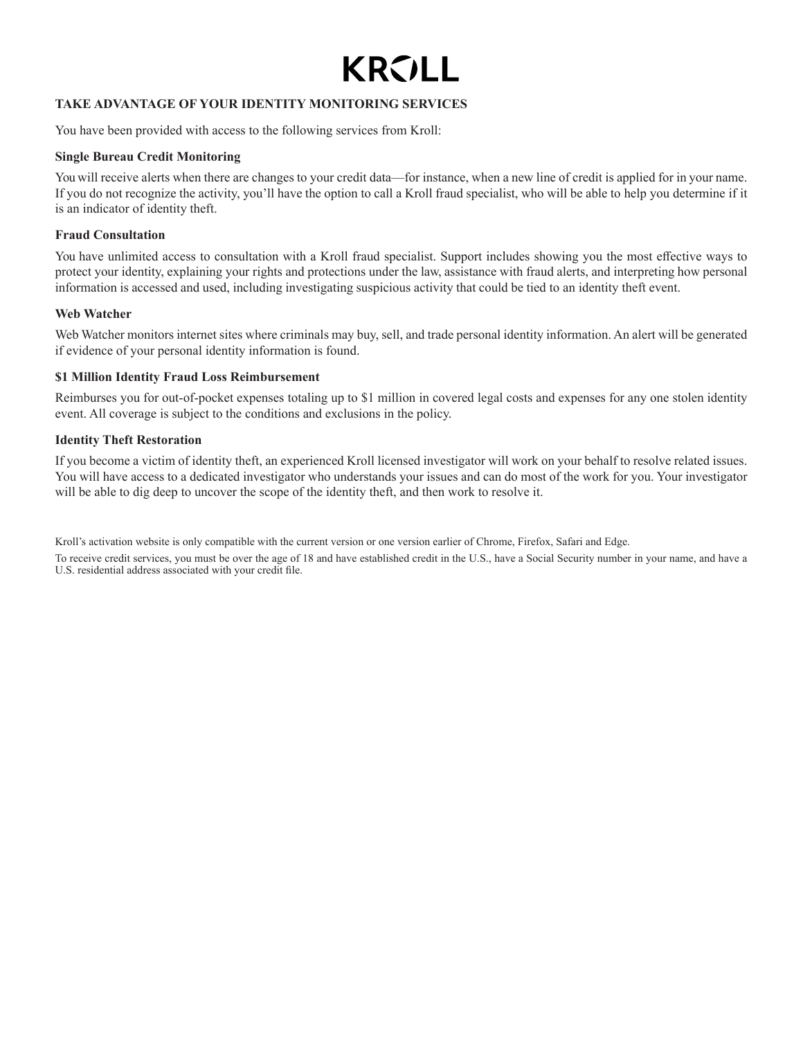# KROLL

## TAKE ADVANTAGE OF YOUR IDENTITY MONITORING SERVICES

You have been provided with access to the following services from Kroll:

### Single Bureau Credit Monitoring

You will receive alerts when there are changes to your credit data—for instance, when a new line of credit is applied for in your name. If you do not recognize the activity, you'll have the option to call a Kroll fraud specialist, who will be able to help you determine if it is an indicator of identity theft.

### Fraud Consultation

You have unlimited access to consultation with a Kroll fraud specialist. Support includes showing you the most effective ways to protect your identity, explaining your rights and protections under the law, assistance with fraud alerts, and interpreting how personal information is accessed and used, including investigating suspicious activity that could be tied to an identity theft event.

### Web Watcher

Web Watcher monitors internet sites where criminals may buy, sell, and trade personal identity information. An alert will be generated if evidence of your personal identity information is found.

### $1 Million Identity Fraud Loss Reimbursement

Reimburses you for out-of-pocket expenses totaling up to $1 million in covered legal costs and expenses for any one stolen identity event. All coverage is subject to the conditions and exclusions in the policy.

### Identity Theft Restoration

If you become a victim of identity theft, an experienced Kroll licensed investigator will work on your behalf to resolve related issues. You will have access to a dedicated investigator who understands your issues and can do most of the work for you. Your investigator will be able to dig deep to uncover the scope of the identity theft, and then work to resolve it.

Kroll's activation website is only compatible with the current version or one version earlier of Chrome, Firefox, Safari and Edge.

To receive credit services, you must be over the age of 18 and have established credit in the U.S., have a Social Security number in your name, and have a U.S. residential address associated with your credit file.